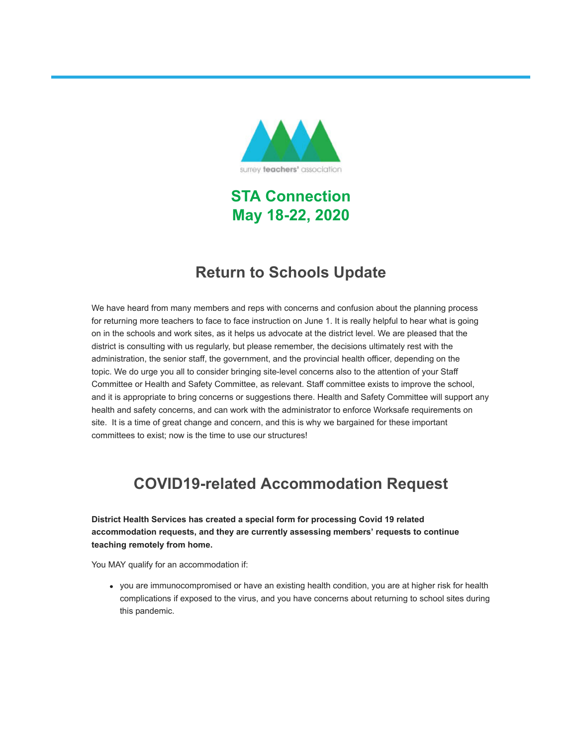surrey **teachers'** association

# STA Connection
# May 18-22, 2020

## Return to Schools Update

We have heard from many members and reps with concerns and confusion about the planning process for returning more teachers to face to face instruction on June 1. It is really helpful to hear what is going on in the schools and work sites, as it helps us advocate at the district level. We are pleased that the district is consulting with us regularly, but please remember, the decisions ultimately rest with the administration, the senior staff, the government, and the provincial health officer, depending on the topic. We do urge you all to consider bringing site-level concerns also to the attention of your Staff Committee or Health and Safety Committee, as relevant. Staff committee exists to improve the school, and it is appropriate to bring concerns or suggestions there. Health and Safety Committee will support any health and safety concerns, and can work with the administrator to enforce Worksafe requirements on site. It is a time of great change and concern, and this is why we bargained for these important committees to exist; now is the time to use our structures!

## COVID19-related Accommodation Request

**District Health Services has created a special form for processing Covid 19 related accommodation requests, and they are currently assessing members' requests to continue teaching remotely from home.**

You MAY qualify for an accommodation if:

- you are immunocompromised or have an existing health condition, you are at higher risk for health complications if exposed to the virus, and you have concerns about returning to school sites during this pandemic.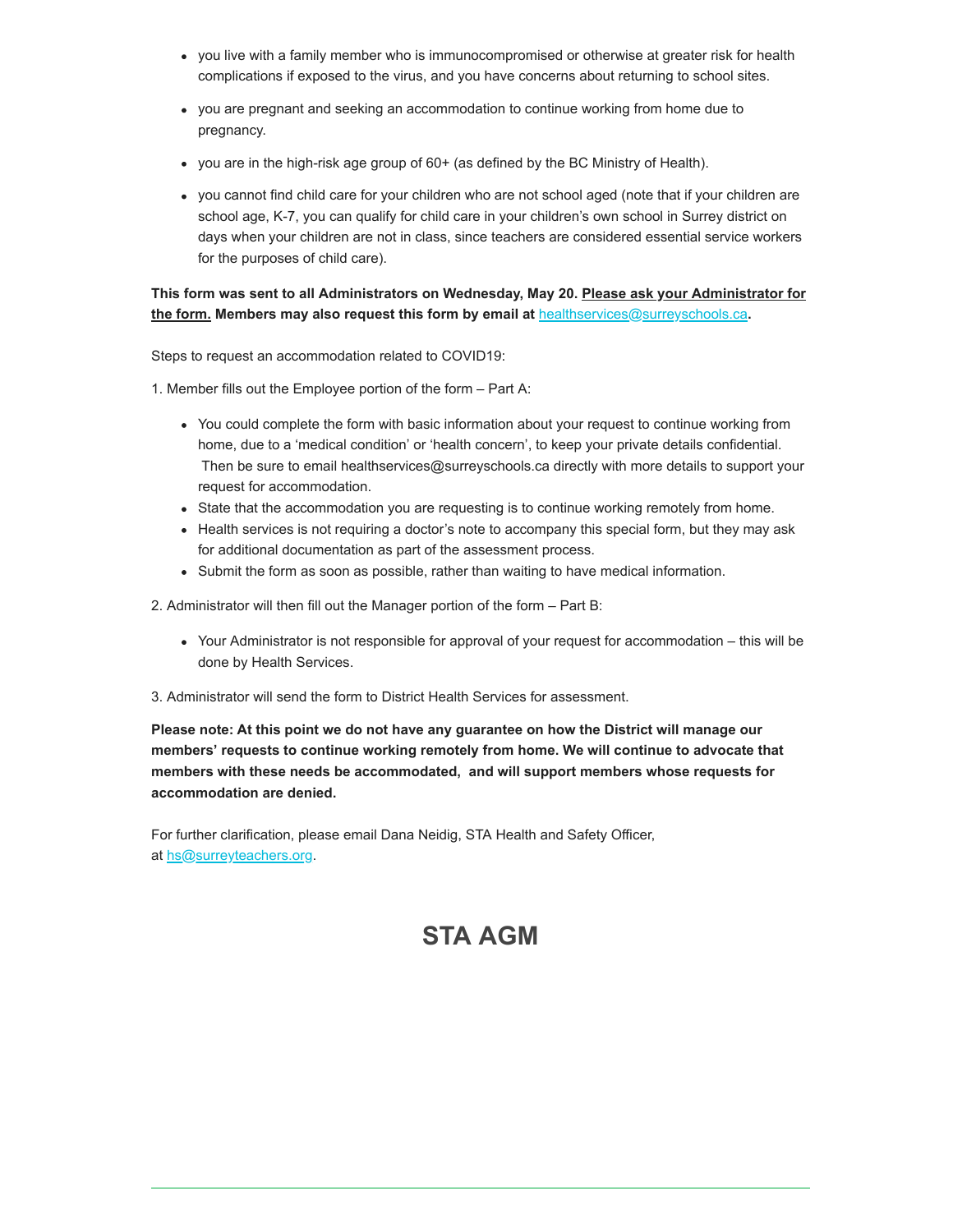- you live with a family member who is immunocompromised or otherwise at greater risk for health complications if exposed to the virus, and you have concerns about returning to school sites.
- you are pregnant and seeking an accommodation to continue working from home due to pregnancy.
- you are in the high-risk age group of 60+ (as defined by the BC Ministry of Health).
- you cannot find child care for your children who are not school aged (note that if your children are school age, K-7, you can qualify for child care in your children's own school in Surrey district on days when your children are not in class, since teachers are considered essential service workers for the purposes of child care).

**This form was sent to all Administrators on Wednesday, May 20. Please ask your Administrator for the form. Members may also request this form by email at [healthservices@surreyschools.ca](mailto:healthservices@surreyschools.ca).**

Steps to request an accommodation related to COVID19:

1. Member fills out the Employee portion of the form – Part A:

   - You could complete the form with basic information about your request to continue working from home, due to a 'medical condition' or 'health concern', to keep your private details confidential. Then be sure to email healthservices@surreyschools.ca directly with more details to support your request for accommodation.
   - State that the accommodation you are requesting is to continue working remotely from home.
   - Health services is not requiring a doctor's note to accompany this special form, but they may ask for additional documentation as part of the assessment process.
   - Submit the form as soon as possible, rather than waiting to have medical information.

2. Administrator will then fill out the Manager portion of the form – Part B:

   - Your Administrator is not responsible for approval of your request for accommodation – this will be done by Health Services.

3. Administrator will send the form to District Health Services for assessment.

**Please note: At this point we do not have any guarantee on how the District will manage our members' requests to continue working remotely from home. We will continue to advocate that members with these needs be accommodated, and will support members whose requests for accommodation are denied.**

For further clarification, please email Dana Neidig, STA Health and Safety Officer, at [hs@surreyteachers.org](mailto:hs@surreyteachers.org).

## STA AGM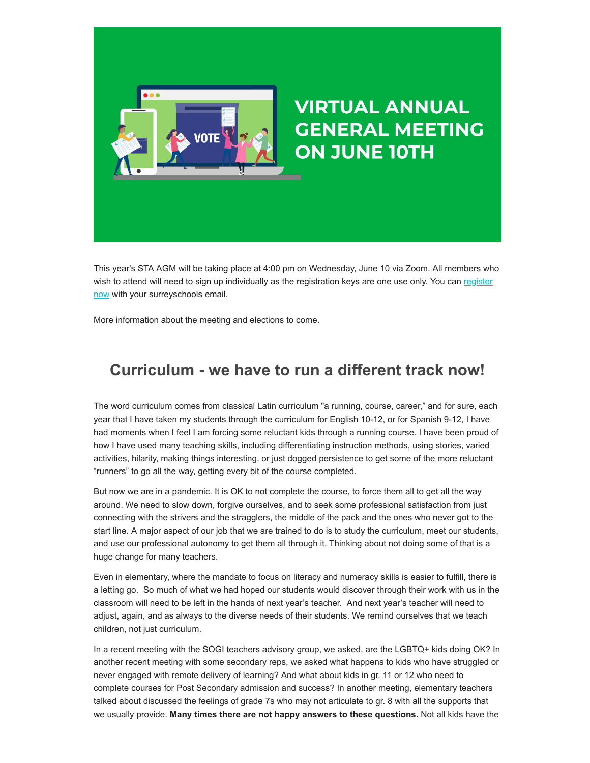# VIRTUAL ANNUAL GENERAL MEETING ON JUNE 10TH

This year's STA AGM will be taking place at 4:00 pm on Wednesday, June 10 via Zoom. All members who wish to attend will need to sign up individually as the registration keys are one use only. You can register now with your surreyschools email.

More information about the meeting and elections to come.

## Curriculum - we have to run a different track now!

The word curriculum comes from classical Latin curriculum "a running, course, career," and for sure, each year that I have taken my students through the curriculum for English 10-12, or for Spanish 9-12, I have had moments when I feel I am forcing some reluctant kids through a running course. I have been proud of how I have used many teaching skills, including differentiating instruction methods, using stories, varied activities, hilarity, making things interesting, or just dogged persistence to get some of the more reluctant "runners" to go all the way, getting every bit of the course completed.

But now we are in a pandemic. It is OK to not complete the course, to force them all to get all the way around. We need to slow down, forgive ourselves, and to seek some professional satisfaction from just connecting with the strivers and the stragglers, the middle of the pack and the ones who never got to the start line. A major aspect of our job that we are trained to do is to study the curriculum, meet our students, and use our professional autonomy to get them all through it. Thinking about not doing some of that is a huge change for many teachers.

Even in elementary, where the mandate to focus on literacy and numeracy skills is easier to fulfill, there is a letting go. So much of what we had hoped our students would discover through their work with us in the classroom will need to be left in the hands of next year's teacher. And next year's teacher will need to adjust, again, and as always to the diverse needs of their students. We remind ourselves that we teach children, not just curriculum.

In a recent meeting with the SOGI teachers advisory group, we asked, are the LGBTQ+ kids doing OK? In another recent meeting with some secondary reps, we asked what happens to kids who have struggled or never engaged with remote delivery of learning? And what about kids in gr. 11 or 12 who need to complete courses for Post Secondary admission and success? In another meeting, elementary teachers talked about discussed the feelings of grade 7s who may not articulate to gr. 8 with all the supports that we usually provide. **Many times there are not happy answers to these questions.** Not all kids have the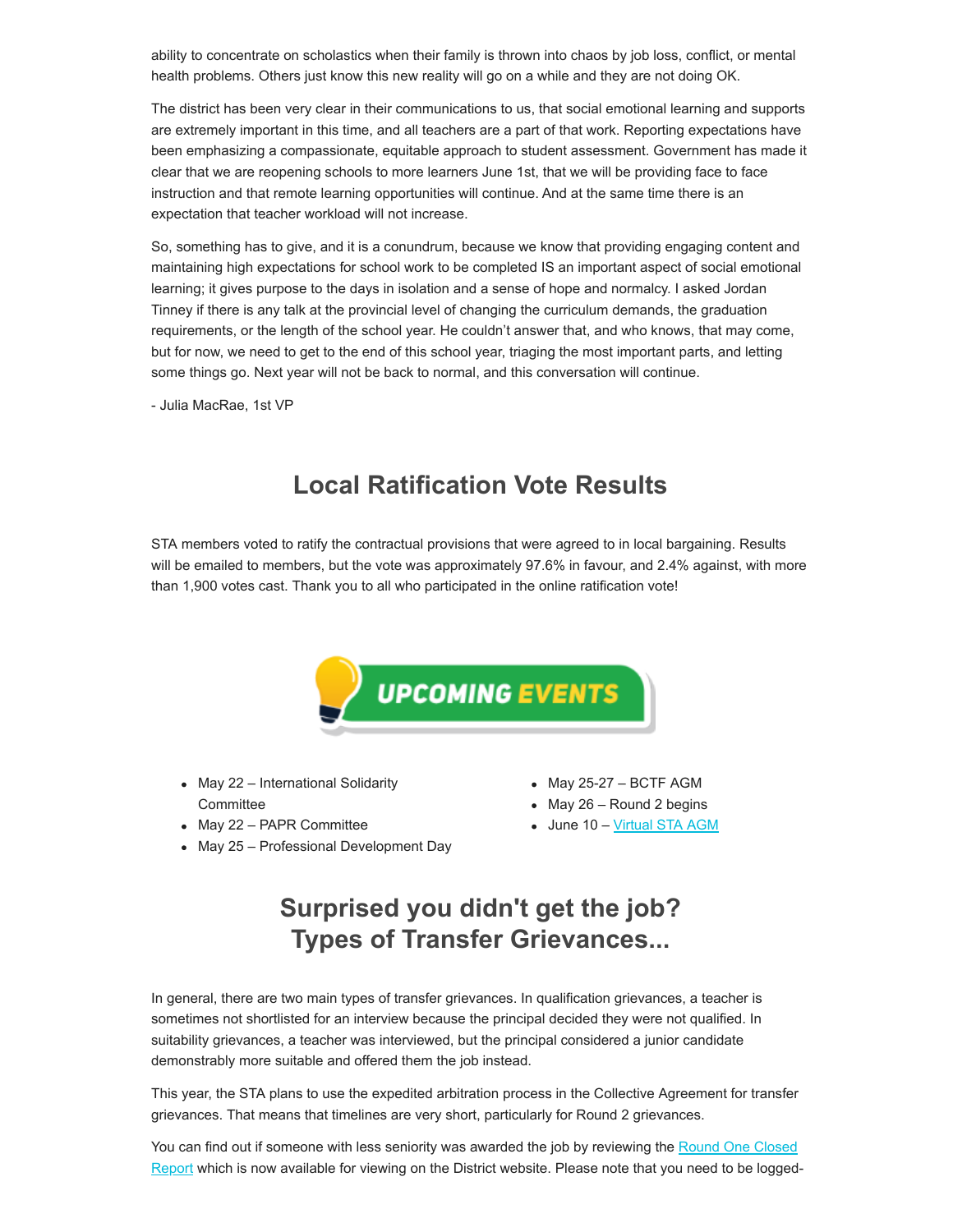ability to concentrate on scholastics when their family is thrown into chaos by job loss, conflict, or mental health problems. Others just know this new reality will go on a while and they are not doing OK.

The district has been very clear in their communications to us, that social emotional learning and supports are extremely important in this time, and all teachers are a part of that work. Reporting expectations have been emphasizing a compassionate, equitable approach to student assessment. Government has made it clear that we are reopening schools to more learners June 1st, that we will be providing face to face instruction and that remote learning opportunities will continue. And at the same time there is an expectation that teacher workload will not increase.

So, something has to give, and it is a conundrum, because we know that providing engaging content and maintaining high expectations for school work to be completed IS an important aspect of social emotional learning; it gives purpose to the days in isolation and a sense of hope and normalcy. I asked Jordan Tinney if there is any talk at the provincial level of changing the curriculum demands, the graduation requirements, or the length of the school year. He couldn't answer that, and who knows, that may come, but for now, we need to get to the end of this school year, triaging the most important parts, and letting some things go. Next year will not be back to normal, and this conversation will continue.

- Julia MacRae, 1st VP

## Local Ratification Vote Results

STA members voted to ratify the contractual provisions that were agreed to in local bargaining. Results will be emailed to members, but the vote was approximately 97.6% in favour, and 2.4% against, with more than 1,900 votes cast. Thank you to all who participated in the online ratification vote!

## UPCOMING EVENTS

- May 22 – International Solidarity Committee
- May 22 – PAPR Committee
- May 25 – Professional Development Day
- May 25-27 – BCTF AGM
- May 26 – Round 2 begins
- June 10 – [Virtual STA AGM]

## Surprised you didn't get the job? Types of Transfer Grievances...

In general, there are two main types of transfer grievances. In qualification grievances, a teacher is sometimes not shortlisted for an interview because the principal decided they were not qualified. In suitability grievances, a teacher was interviewed, but the principal considered a junior candidate demonstrably more suitable and offered them the job instead.

This year, the STA plans to use the expedited arbitration process in the Collective Agreement for transfer grievances. That means that timelines are very short, particularly for Round 2 grievances.

You can find out if someone with less seniority was awarded the job by reviewing the [Round One Closed Report] which is now available for viewing on the District website. Please note that you need to be logged-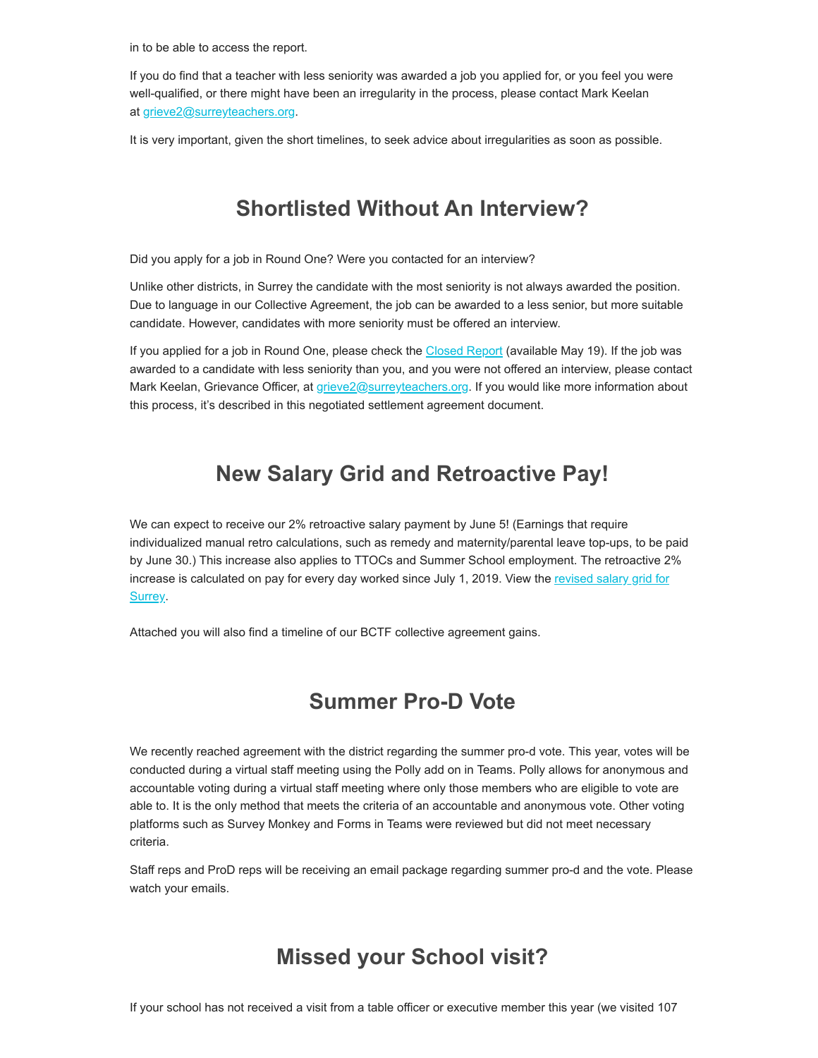in to be able to access the report.

If you do find that a teacher with less seniority was awarded a job you applied for, or you feel you were well-qualified, or there might have been an irregularity in the process, please contact Mark Keelan at grieve2@surreyteachers.org.

It is very important, given the short timelines, to seek advice about irregularities as soon as possible.

## Shortlisted Without An Interview?

Did you apply for a job in Round One? Were you contacted for an interview?

Unlike other districts, in Surrey the candidate with the most seniority is not always awarded the position. Due to language in our Collective Agreement, the job can be awarded to a less senior, but more suitable candidate. However, candidates with more seniority must be offered an interview.

If you applied for a job in Round One, please check the Closed Report (available May 19). If the job was awarded to a candidate with less seniority than you, and you were not offered an interview, please contact Mark Keelan, Grievance Officer, at grieve2@surreyteachers.org. If you would like more information about this process, it's described in this negotiated settlement agreement document.

## New Salary Grid and Retroactive Pay!

We can expect to receive our 2% retroactive salary payment by June 5! (Earnings that require individualized manual retro calculations, such as remedy and maternity/parental leave top-ups, to be paid by June 30.) This increase also applies to TTOCs and Summer School employment. The retroactive 2% increase is calculated on pay for every day worked since July 1, 2019. View the revised salary grid for Surrey.

Attached you will also find a timeline of our BCTF collective agreement gains.

## Summer Pro-D Vote

We recently reached agreement with the district regarding the summer pro-d vote. This year, votes will be conducted during a virtual staff meeting using the Polly add on in Teams. Polly allows for anonymous and accountable voting during a virtual staff meeting where only those members who are eligible to vote are able to. It is the only method that meets the criteria of an accountable and anonymous vote. Other voting platforms such as Survey Monkey and Forms in Teams were reviewed but did not meet necessary criteria.

Staff reps and ProD reps will be receiving an email package regarding summer pro-d and the vote. Please watch your emails.

## Missed your School visit?

If your school has not received a visit from a table officer or executive member this year (we visited 107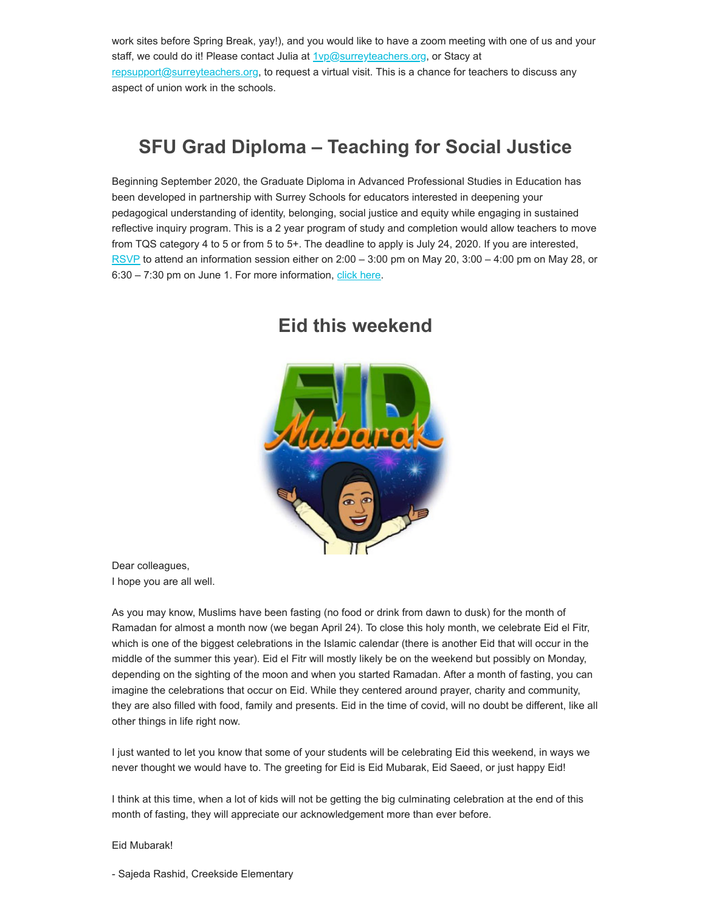work sites before Spring Break, yay!), and you would like to have a zoom meeting with one of us and your staff, we could do it! Please contact Julia at [1vp@surreyteachers.org](mailto:1vp@surreyteachers.org), or Stacy at [repsupport@surreyteachers.org](mailto:repsupport@surreyteachers.org), to request a virtual visit. This is a chance for teachers to discuss any aspect of union work in the schools.

## SFU Grad Diploma – Teaching for Social Justice

Beginning September 2020, the Graduate Diploma in Advanced Professional Studies in Education has been developed in partnership with Surrey Schools for educators interested in deepening your pedagogical understanding of identity, belonging, social justice and equity while engaging in sustained reflective inquiry program. This is a 2 year program of study and completion would allow teachers to move from TQS category 4 to 5 or from 5 to 5+. The deadline to apply is July 24, 2020. If you are interested, RSVP to attend an information session either on 2:00 – 3:00 pm on May 20, 3:00 – 4:00 pm on May 28, or 6:30 – 7:30 pm on June 1. For more information, click here.

## Eid this weekend

Dear colleagues,
I hope you are all well.

As you may know, Muslims have been fasting (no food or drink from dawn to dusk) for the month of Ramadan for almost a month now (we began April 24). To close this holy month, we celebrate Eid el Fitr, which is one of the biggest celebrations in the Islamic calendar (there is another Eid that will occur in the middle of the summer this year). Eid el Fitr will mostly likely be on the weekend but possibly on Monday, depending on the sighting of the moon and when you started Ramadan. After a month of fasting, you can imagine the celebrations that occur on Eid. While they centered around prayer, charity and community, they are also filled with food, family and presents. Eid in the time of covid, will no doubt be different, like all other things in life right now.

I just wanted to let you know that some of your students will be celebrating Eid this weekend, in ways we never thought we would have to. The greeting for Eid is Eid Mubarak, Eid Saeed, or just happy Eid!

I think at this time, when a lot of kids will not be getting the big culminating celebration at the end of this month of fasting, they will appreciate our acknowledgement more than ever before.

Eid Mubarak!

- Sajeda Rashid, Creekside Elementary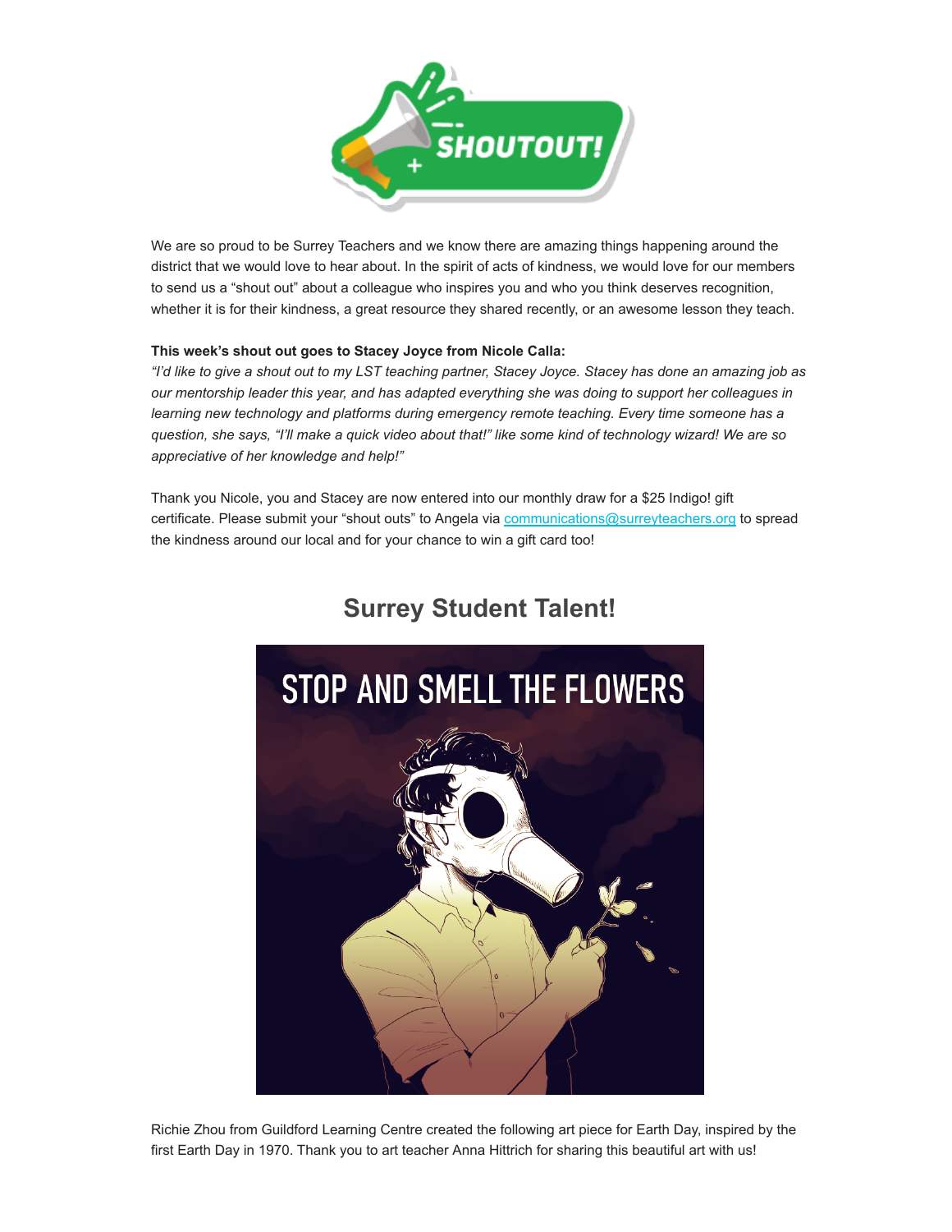We are so proud to be Surrey Teachers and we know there are amazing things happening around the district that we would love to hear about. In the spirit of acts of kindness, we would love for our members to send us a "shout out" about a colleague who inspires you and who you think deserves recognition, whether it is for their kindness, a great resource they shared recently, or an awesome lesson they teach.

**This week's shout out goes to Stacey Joyce from Nicole Calla:**
*"I'd like to give a shout out to my LST teaching partner, Stacey Joyce. Stacey has done an amazing job as our mentorship leader this year, and has adapted everything she was doing to support her colleagues in learning new technology and platforms during emergency remote teaching. Every time someone has a question, she says, "I'll make a quick video about that!" like some kind of technology wizard! We are so appreciative of her knowledge and help!"*

Thank you Nicole, you and Stacey are now entered into our monthly draw for a $25 Indigo! gift certificate. Please submit your "shout outs" to Angela via communications@surreyteachers.org to spread the kindness around our local and for your chance to win a gift card too!

## Surrey Student Talent!

Richie Zhou from Guildford Learning Centre created the following art piece for Earth Day, inspired by the first Earth Day in 1970. Thank you to art teacher Anna Hittrich for sharing this beautiful art with us!